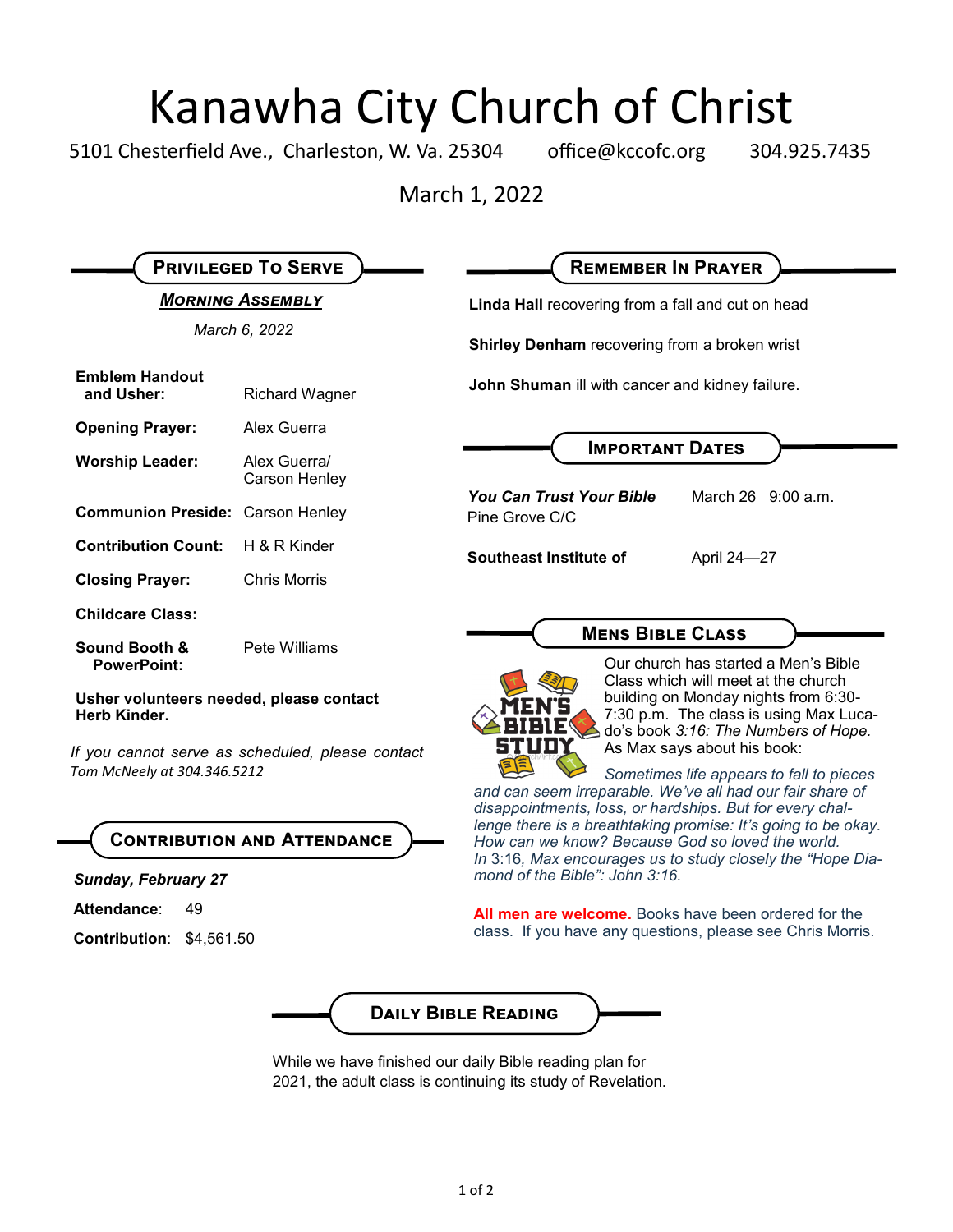# Kanawha City Church of Christ

5101 Chesterfield Ave., Charleston, W. Va. 25304 office@kccofc.org 304.925.7435

March 1, 2022

## Privileged To Serve

***Morning Assembly***

*March 6, 2022*

| | |
|---|---|
| **Emblem Handout and Usher:** | Richard Wagner |
| **Opening Prayer:** | Alex Guerra |
| **Worship Leader:** | Alex Guerra/ Carson Henley |
| **Communion Preside:** | Carson Henley |
| **Contribution Count:** | H & R Kinder |
| **Closing Prayer:** | Chris Morris |
| **Childcare Class:** | |
| **Sound Booth & PowerPoint:** | Pete Williams |

**Usher volunteers needed, please contact Herb Kinder.**

*If you cannot serve as scheduled, please contact Tom McNeely at 304.346.5212*

## Contribution and Attendance

***Sunday, February 27***

**Attendance**: 49

**Contribution**: $4,561.50

## Remember In Prayer

**Linda Hall** recovering from a fall and cut on head

**Shirley Denham** recovering from a broken wrist

**John Shuman** ill with cancer and kidney failure.

## Important Dates

| | |
|---|---|
| ***You Can Trust Your Bible*** Pine Grove C/C | March 26 9:00 a.m. |
| **Southeast Institute of** | April 24—27 |

## Mens Bible Class

Our church has started a Men's Bible Class which will meet at the church building on Monday nights from 6:30-7:30 p.m. The class is using Max Lucado's book *3:16: The Numbers of Hope.* As Max says about his book:

*Sometimes life appears to fall to pieces and can seem irreparable. We've all had our fair share of disappointments, loss, or hardships. But for every challenge there is a breathtaking promise: It's going to be okay. How can we know? Because God so loved the world. In* 3:16*, Max encourages us to study closely the "Hope Diamond of the Bible": John 3:16.*

**All men are welcome.** Books have been ordered for the class. If you have any questions, please see Chris Morris.

## Daily Bible Reading

While we have finished our daily Bible reading plan for 2021, the adult class is continuing its study of Revelation.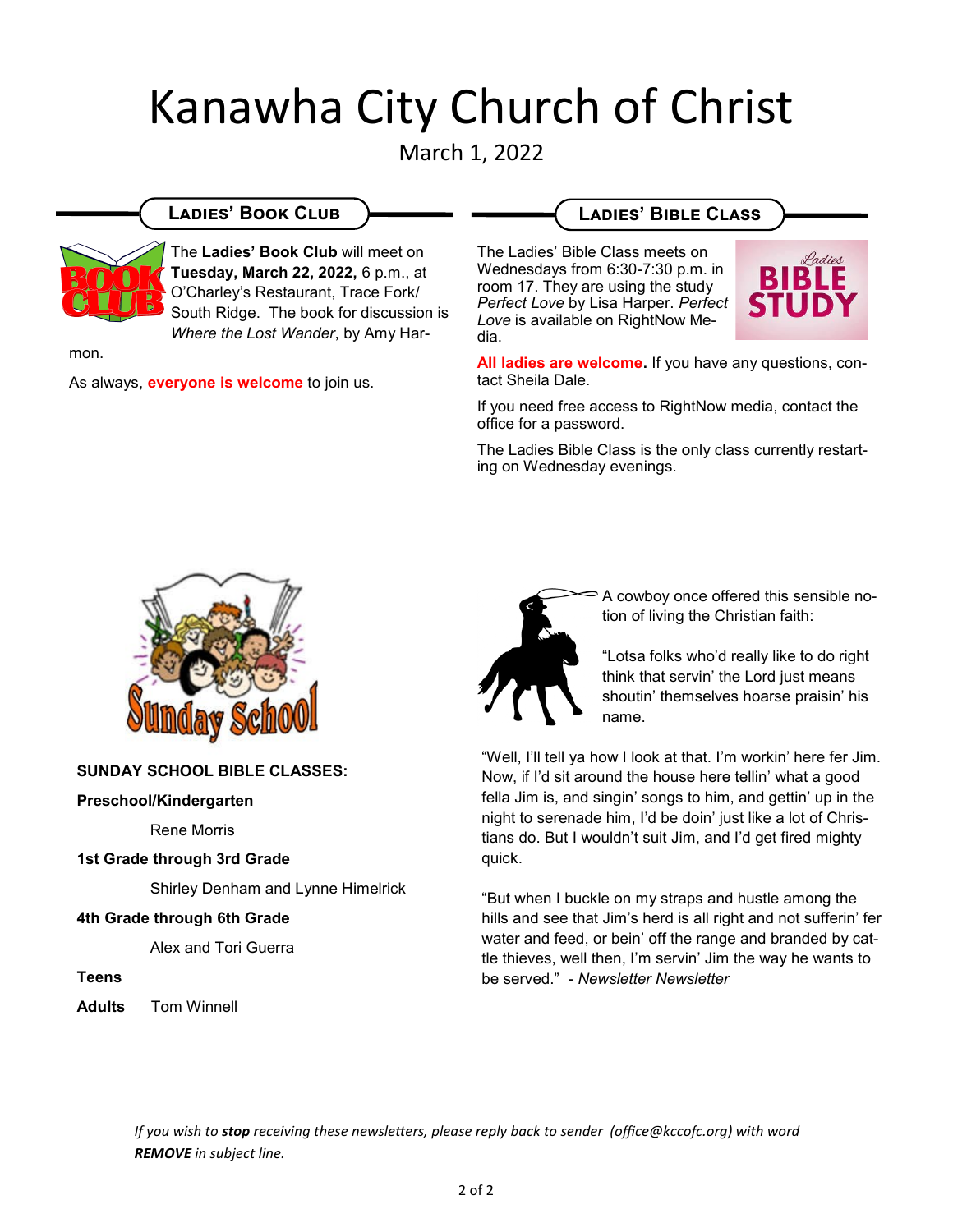# Kanawha City Church of Christ

March 1, 2022

## Ladies' Book Club

The **Ladies' Book Club** will meet on **Tuesday, March 22, 2022,** 6 p.m., at O'Charley's Restaurant, Trace Fork/ South Ridge. The book for discussion is *Where the Lost Wander*, by Amy Harmon.

As always, **everyone is welcome** to join us.

## Ladies' Bible Class

The Ladies' Bible Class meets on Wednesdays from 6:30-7:30 p.m. in room 17. They are using the study *Perfect Love* by Lisa Harper. *Perfect Love* is available on RightNow Media.

**All ladies are welcome.** If you have any questions, contact Sheila Dale.

If you need free access to RightNow media, contact the office for a password.

The Ladies Bible Class is the only class currently restarting on Wednesday evenings.

**SUNDAY SCHOOL BIBLE CLASSES:**

**Preschool/Kindergarten**

Rene Morris

**1st Grade through 3rd Grade**

Shirley Denham and Lynne Himelrick

**4th Grade through 6th Grade**

Alex and Tori Guerra

**Teens**

**Adults** Tom Winnell

A cowboy once offered this sensible notion of living the Christian faith:

"Lotsa folks who'd really like to do right think that servin' the Lord just means shoutin' themselves hoarse praisin' his name.

"Well, I'll tell ya how I look at that. I'm workin' here fer Jim. Now, if I'd sit around the house here tellin' what a good fella Jim is, and singin' songs to him, and gettin' up in the night to serenade him, I'd be doin' just like a lot of Christians do. But I wouldn't suit Jim, and I'd get fired mighty quick.

"But when I buckle on my straps and hustle among the hills and see that Jim's herd is all right and not sufferin' fer water and feed, or bein' off the range and branded by cattle thieves, well then, I'm servin' Jim the way he wants to be served." - *Newsletter Newsletter*

*If you wish to **stop** receiving these newsletters, please reply back to sender (office@kccofc.org) with word **REMOVE** in subject line.*